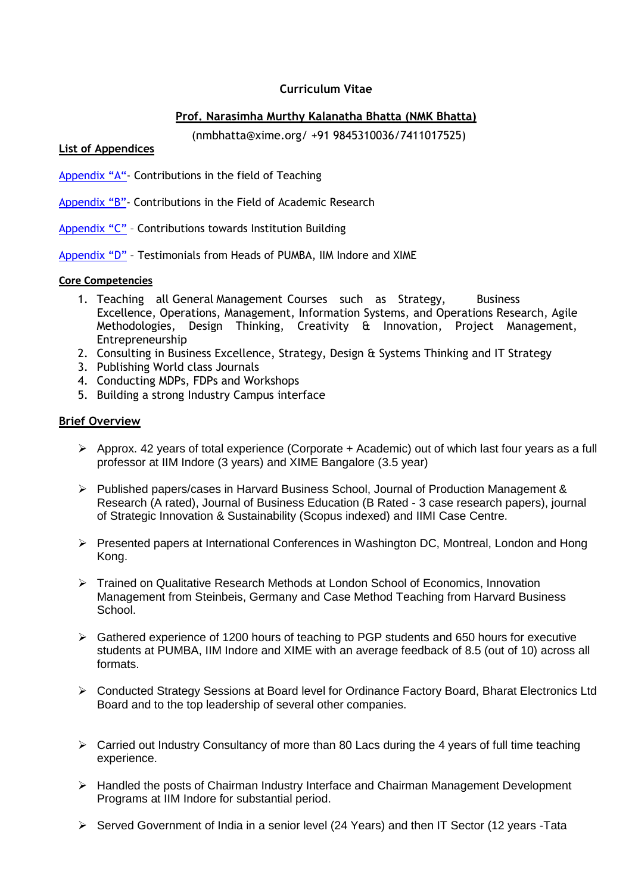# Curriculum Vitae

## Prof. Narasimha Murthy Kalanatha Bhatta (NMK Bhatta)

(nmbhatta@xime.org/ +91 9845310036/7411017525)

**List of Appendices**

Appendix “A“- Contributions in the field of Teaching

Appendix “B”- Contributions in the Field of Academic Research

Appendix “C” – Contributions towards Institution Building

Appendix “D” – Testimonials from Heads of PUMBA, IIM Indore and XIME

**Core Competencies**

1. Teaching all General Management Courses such as Strategy, Business Excellence, Operations, Management, Information Systems, and Operations Research, Agile Methodologies, Design Thinking, Creativity & Innovation, Project Management, Entrepreneurship
2. Consulting in Business Excellence, Strategy, Design & Systems Thinking and IT Strategy
3. Publishing World class Journals
4. Conducting MDPs, FDPs and Workshops
5. Building a strong Industry Campus interface

**Brief Overview**

- Approx. 42 years of total experience (Corporate + Academic) out of which last four years as a full professor at IIM Indore (3 years) and XIME Bangalore (3.5 year)
- Published papers/cases in Harvard Business School, Journal of Production Management & Research (A rated), Journal of Business Education (B Rated - 3 case research papers), journal of Strategic Innovation & Sustainability (Scopus indexed) and IIMI Case Centre.
- Presented papers at International Conferences in Washington DC, Montreal, London and Hong Kong.
- Trained on Qualitative Research Methods at London School of Economics, Innovation Management from Steinbeis, Germany and Case Method Teaching from Harvard Business School.
- Gathered experience of 1200 hours of teaching to PGP students and 650 hours for executive students at PUMBA, IIM Indore and XIME with an average feedback of 8.5 (out of 10) across all formats.
- Conducted Strategy Sessions at Board level for Ordinance Factory Board, Bharat Electronics Ltd Board and to the top leadership of several other companies.
- Carried out Industry Consultancy of more than 80 Lacs during the 4 years of full time teaching experience.
- Handled the posts of Chairman Industry Interface and Chairman Management Development Programs at IIM Indore for substantial period.
- Served Government of India in a senior level (24 Years) and then IT Sector (12 years -Tata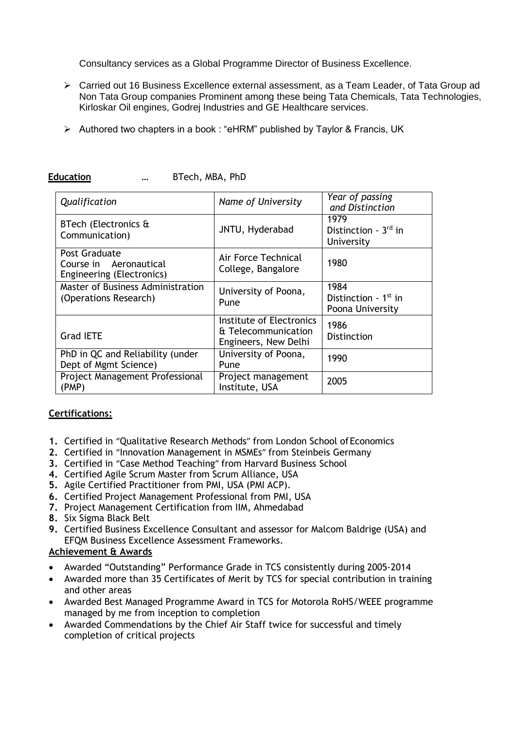Consultancy services as a Global Programme Director of Business Excellence.

- Carried out 16 Business Excellence external assessment, as a Team Leader, of Tata Group ad Non Tata Group companies Prominent among these being Tata Chemicals, Tata Technologies, Kirloskar Oil engines, Godrej Industries and GE Healthcare services.
- Authored two chapters in a book : "eHRM" published by Taylor & Francis, UK

**Education** … BTech, MBA, PhD

| *Qualification* | *Name of University* | *Year of passing and Distinction* |
|---|---|---|
| BTech (Electronics & Communication) | JNTU, Hyderabad | 1979 Distinction - 3rd in University |
| Post Graduate Course in Aeronautical Engineering (Electronics) | Air Force Technical College, Bangalore | 1980 |
| Master of Business Administration (Operations Research) | University of Poona, Pune | 1984 Distinction - 1st in Poona University |
| Grad IETE | Institute of Electronics & Telecommunication Engineers, New Delhi | 1986 Distinction |
| PhD in QC and Reliability (under Dept of Mgmt Science) | University of Poona, Pune | 1990 |
| Project Management Professional (PMP) | Project management Institute, USA | 2005 |

**Certifications:**

1. Certified in "Qualitative Research Methods" from London School of Economics
2. Certified in "Innovation Management in MSMEs" from Steinbeis Germany
3. Certified in "Case Method Teaching" from Harvard Business School
4. Certified Agile Scrum Master from Scrum Alliance, USA
5. Agile Certified Practitioner from PMI, USA (PMI ACP).
6. Certified Project Management Professional from PMI, USA
7. Project Management Certification from IIM, Ahmedabad
8. Six Sigma Black Belt
9. Certified Business Excellence Consultant and assessor for Malcom Baldrige (USA) and EFQM Business Excellence Assessment Frameworks.

**Achievement & Awards**

- Awarded "Outstanding" Performance Grade in TCS consistently during 2005-2014
- Awarded more than 35 Certificates of Merit by TCS for special contribution in training and other areas
- Awarded Best Managed Programme Award in TCS for Motorola RoHS/WEEE programme managed by me from inception to completion
- Awarded Commendations by the Chief Air Staff twice for successful and timely completion of critical projects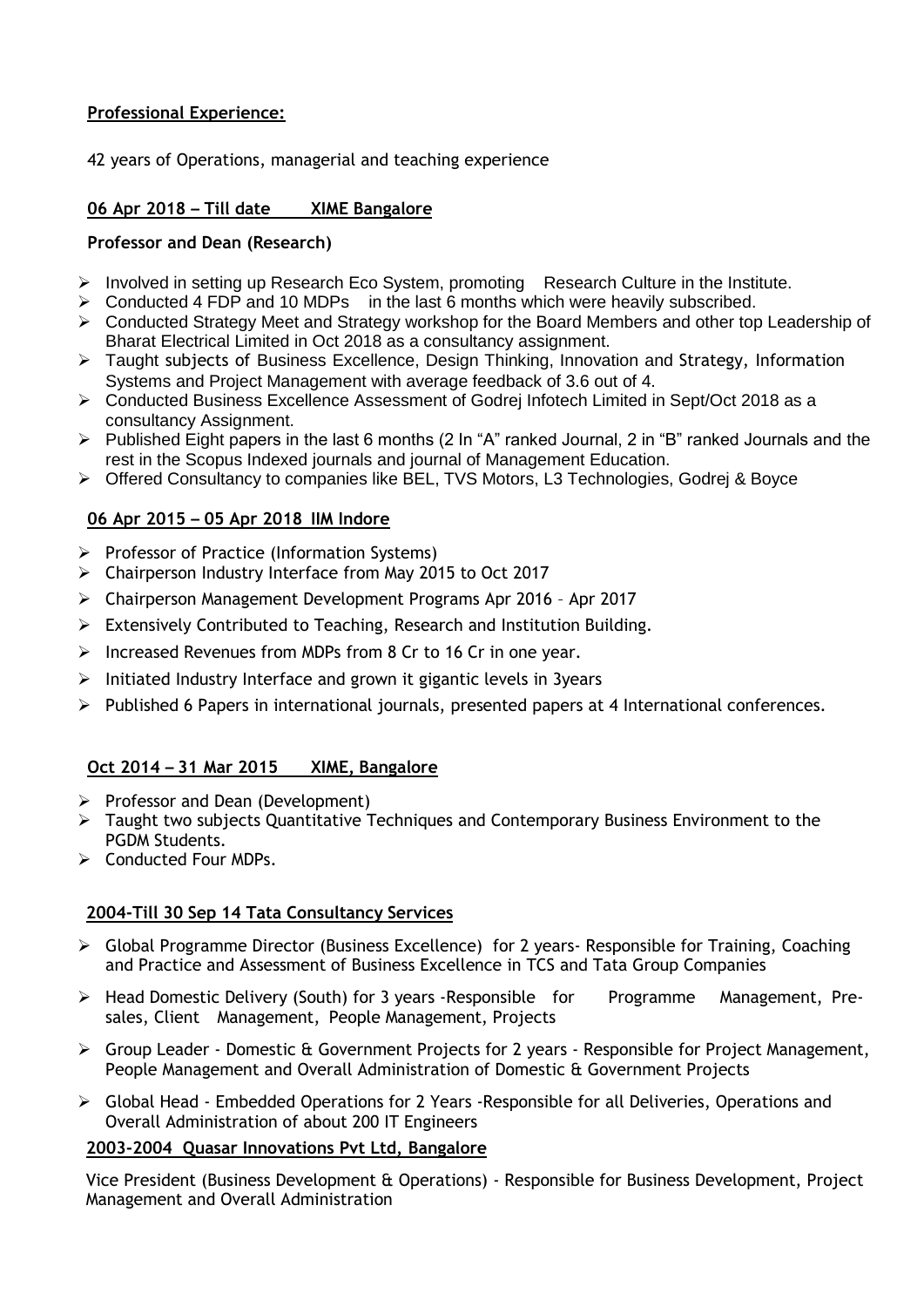**Professional Experience:**

42 years of Operations, managerial and teaching experience

**06 Apr 2018 – Till date XIME Bangalore**

**Professor and Dean (Research)**

- Involved in setting up Research Eco System, promoting Research Culture in the Institute.
- Conducted 4 FDP and 10 MDPs in the last 6 months which were heavily subscribed.
- Conducted Strategy Meet and Strategy workshop for the Board Members and other top Leadership of Bharat Electrical Limited in Oct 2018 as a consultancy assignment.
- Taught subjects of Business Excellence, Design Thinking, Innovation and Strategy, Information Systems and Project Management with average feedback of 3.6 out of 4.
- Conducted Business Excellence Assessment of Godrej Infotech Limited in Sept/Oct 2018 as a consultancy Assignment.
- Published Eight papers in the last 6 months (2 In "A" ranked Journal, 2 in "B" ranked Journals and the rest in the Scopus Indexed journals and journal of Management Education.
- Offered Consultancy to companies like BEL, TVS Motors, L3 Technologies, Godrej & Boyce

**06 Apr 2015 – 05 Apr 2018 IIM Indore**

- Professor of Practice (Information Systems)
- Chairperson Industry Interface from May 2015 to Oct 2017
- Chairperson Management Development Programs Apr 2016 – Apr 2017
- Extensively Contributed to Teaching, Research and Institution Building.
- Increased Revenues from MDPs from 8 Cr to 16 Cr in one year.
- Initiated Industry Interface and grown it gigantic levels in 3years
- Published 6 Papers in international journals, presented papers at 4 International conferences.

**Oct 2014 – 31 Mar 2015 XIME, Bangalore**

- Professor and Dean (Development)
- Taught two subjects Quantitative Techniques and Contemporary Business Environment to the PGDM Students.
- Conducted Four MDPs.

**2004-Till 30 Sep 14 Tata Consultancy Services**

- Global Programme Director (Business Excellence) for 2 years- Responsible for Training, Coaching and Practice and Assessment of Business Excellence in TCS and Tata Group Companies
- Head Domestic Delivery (South) for 3 years -Responsible for Programme Management, Pre-sales, Client Management, People Management, Projects
- Group Leader - Domestic & Government Projects for 2 years - Responsible for Project Management, People Management and Overall Administration of Domestic & Government Projects
- Global Head - Embedded Operations for 2 Years -Responsible for all Deliveries, Operations and Overall Administration of about 200 IT Engineers

**2003-2004 Quasar Innovations Pvt Ltd, Bangalore**

Vice President (Business Development & Operations) - Responsible for Business Development, Project Management and Overall Administration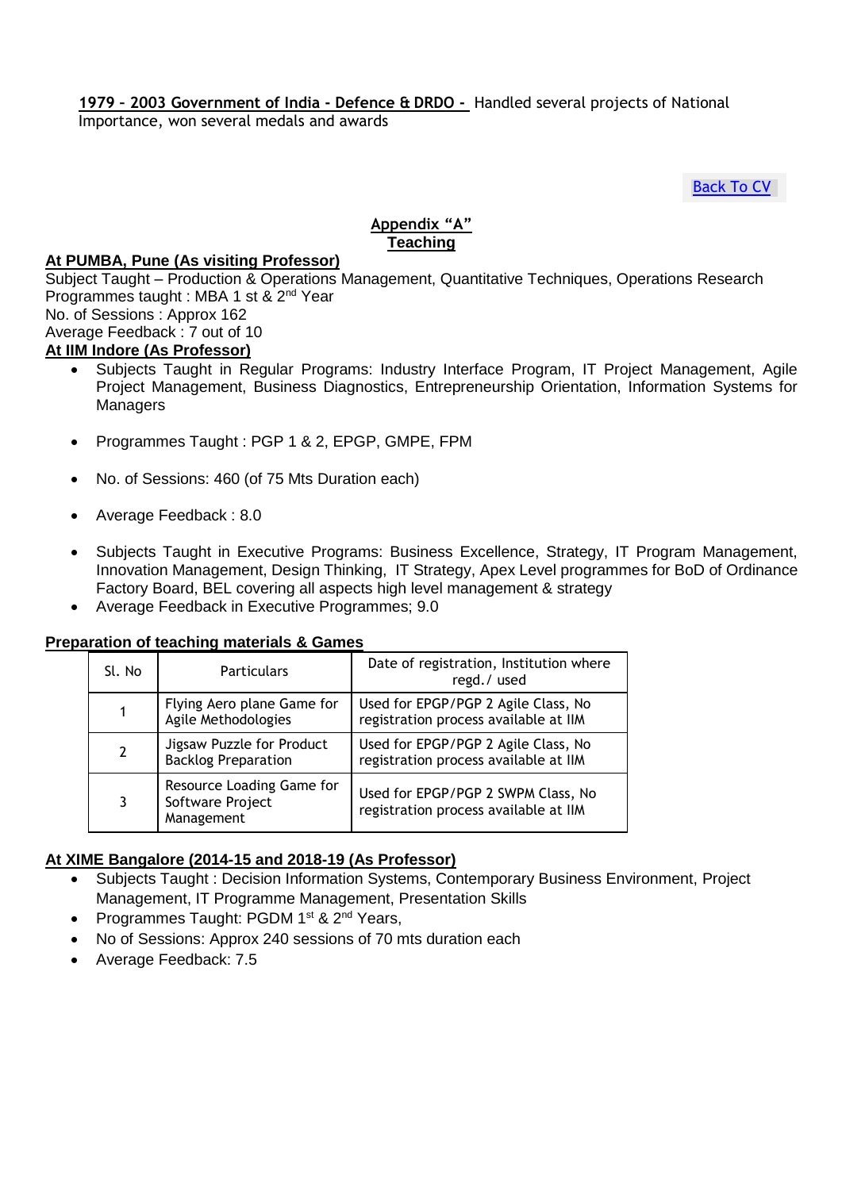**1979 - 2003 Government of India - Defence & DRDO -** Handled several projects of National Importance, won several medals and awards

[Back To CV]

## Appendix "A"
## Teaching

**At PUMBA, Pune (As visiting Professor)**

Subject Taught – Production & Operations Management, Quantitative Techniques, Operations Research
Programmes taught : MBA 1 st & 2nd Year
No. of Sessions : Approx 162
Average Feedback : 7 out of 10

**At IIM Indore (As Professor)**

- Subjects Taught in Regular Programs: Industry Interface Program, IT Project Management, Agile Project Management, Business Diagnostics, Entrepreneurship Orientation, Information Systems for Managers
- Programmes Taught : PGP 1 & 2, EPGP, GMPE, FPM
- No. of Sessions: 460 (of 75 Mts Duration each)
- Average Feedback : 8.0
- Subjects Taught in Executive Programs: Business Excellence, Strategy, IT Program Management, Innovation Management, Design Thinking, IT Strategy, Apex Level programmes for BoD of Ordinance Factory Board, BEL covering all aspects high level management & strategy
- Average Feedback in Executive Programmes; 9.0

**Preparation of teaching materials & Games**

| Sl. No | Particulars | Date of registration, Institution where regd./ used |
|---|---|---|
| 1 | Flying Aero plane Game for Agile Methodologies | Used for EPGP/PGP 2 Agile Class, No registration process available at IIM |
| 2 | Jigsaw Puzzle for Product Backlog Preparation | Used for EPGP/PGP 2 Agile Class, No registration process available at IIM |
| 3 | Resource Loading Game for Software Project Management | Used for EPGP/PGP 2 SWPM Class, No registration process available at IIM |

**At XIME Bangalore (2014-15 and 2018-19 (As Professor)**

- Subjects Taught : Decision Information Systems, Contemporary Business Environment, Project Management, IT Programme Management, Presentation Skills
- Programmes Taught: PGDM 1st & 2nd Years,
- No of Sessions: Approx 240 sessions of 70 mts duration each
- Average Feedback: 7.5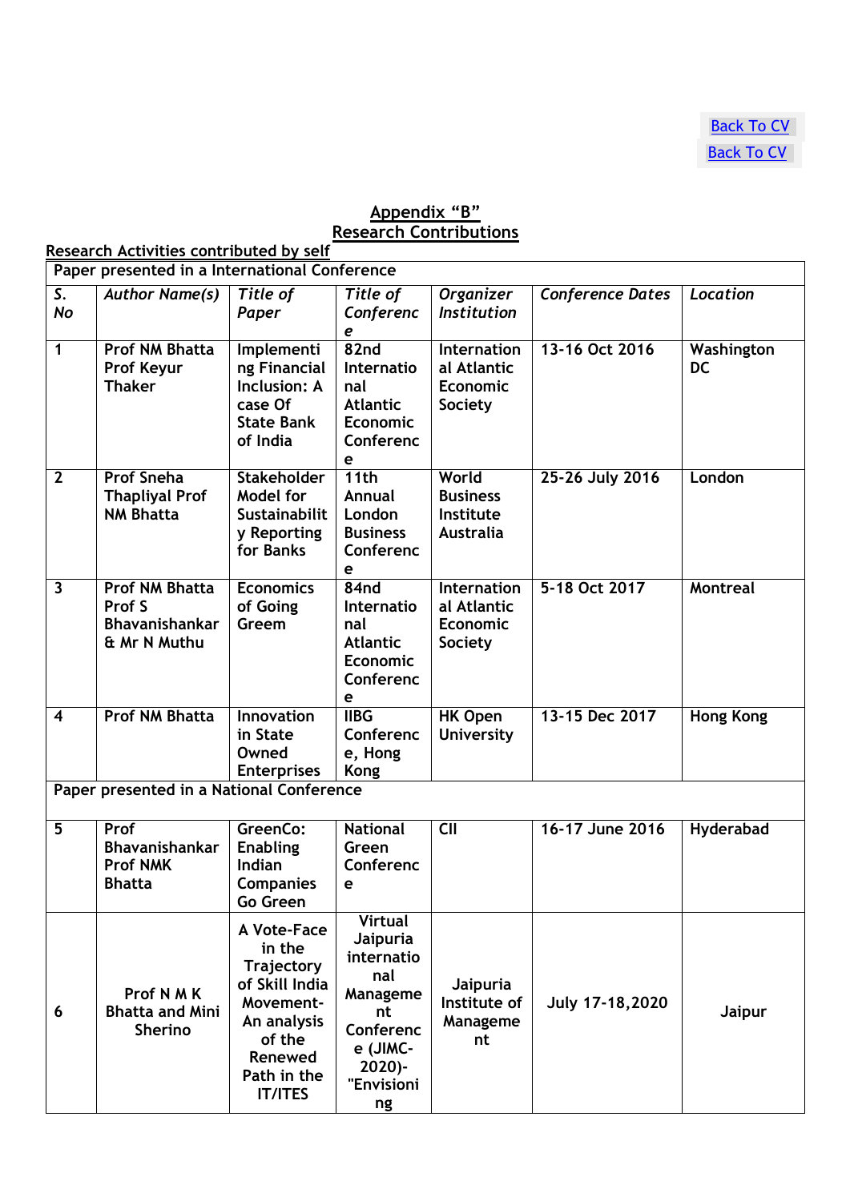[Back To CV](#)
[Back To CV](#)

## Appendix "B"

## Research Contributions

Research Activities contributed by self

| Paper presented in a International Conference | | | | | | |
|---|---|---|---|---|---|---|
| *S. No* | *Author Name(s)* | *Title of Paper* | *Title of Conference* | *Organizer Institution* | *Conference Dates* | *Location* |
| **1** | **Prof NM Bhatta Prof Keyur Thaker** | **Implementing Financial Inclusion: A case Of State Bank of India** | **82nd International Atlantic Economic Conference** | **International Atlantic Economic Society** | **13-16 Oct 2016** | **Washington DC** |
| **2** | **Prof Sneha Thapliyal Prof NM Bhatta** | **Stakeholder Model for Sustainability Reporting for Banks** | **11th Annual London Business Conference** | **World Business Institute Australia** | **25-26 July 2016** | **London** |
| **3** | **Prof NM Bhatta Prof S Bhavanishankar & Mr N Muthu** | **Economics of Going Greem** | **84nd International Atlantic Economic Conference** | **International Atlantic Economic Society** | **5-18 Oct 2017** | **Montreal** |
| **4** | **Prof NM Bhatta** | **Innovation in State Owned Enterprises** | **IIBG Conference, Hong Kong** | **HK Open University** | **13-15 Dec 2017** | **Hong Kong** |
| **Paper presented in a National Conference** | | | | | | |
| **5** | **Prof Bhavanishankar Prof NMK Bhatta** | **GreenCo: Enabling Indian Companies Go Green** | **National Green Conference** | **CII** | **16-17 June 2016** | **Hyderabad** |
| **6** | **Prof N M K Bhatta and Mini Sherino** | **A Vote-Face in the Trajectory of Skill India Movement- An analysis of the Renewed Path in the IT/ITES** | **Virtual Jaipuria international Management Conference (JIMC-2020)- "Envisioning** | **Jaipuria Institute of Management** | **July 17-18,2020** | **Jaipur** |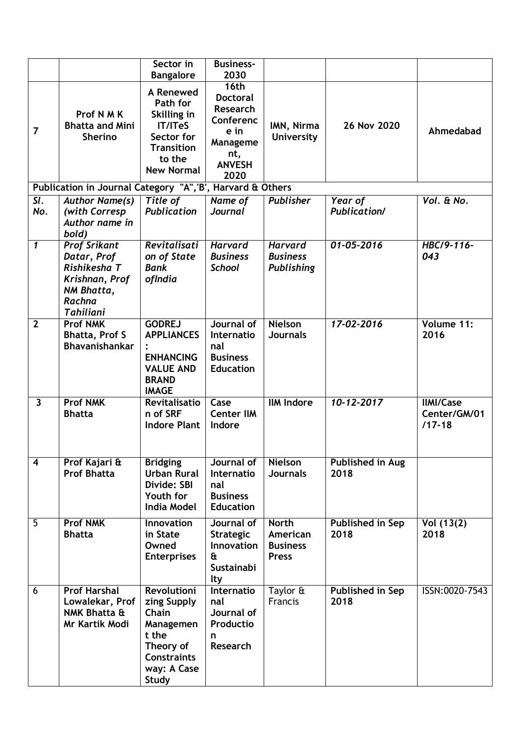| | | Sector in Bangalore | Business-2030 | | | |
|---|---|---|---|---|---|---|
| 7 | Prof N M K Bhatta and Mini Sherino | A Renewed Path for Skilling in IT/ITeS Sector for Transition to the New Normal | 16th Doctoral Research Conference in Management, ANVESH 2020 | IMN, Nirma University | 26 Nov 2020 | Ahmedabad |

**Publication in Journal Category "A",'B', Harvard & Others**

| *Sl. No.* | *Author Name(s) (with Corresp Author name in bold)* | *Title of Publication* | *Name of Journal* | *Publisher* | *Year of Publication/* | *Vol. & No.* |
|---|---|---|---|---|---|---|
| *1* | ***Prof Srikant Datar, Prof Rishikesha T Krishnan, Prof NM Bhatta, Rachna Tahiliani*** | ***Revitalisation of State Bank ofIndia*** | ***Harvard Business School*** | ***Harvard Business Publishing*** | *01-05-2016* | *HBC/9-116-043* |
| **2** | **Prof NMK Bhatta, Prof S Bhavanishankar** | **GODREJ APPLIANCES : ENHANCING VALUE AND BRAND IMAGE** | **Journal of International Business Education** | **Nielson Journals** | *17-02-2016* | **Volume 11: 2016** |
| **3** | **Prof NMK Bhatta** | **Revitalisation of SRF Indore Plant** | **Case Center IIM Indore** | **IIM Indore** | *10-12-2017* | **IIMI/Case Center/GM/01 /17-18** |
| **4** | **Prof Kajari & Prof Bhatta** | **Bridging Urban Rural Divide: SBI Youth for India Model** | **Journal of International Business Education** | **Nielson Journals** | **Published in Aug 2018** | |
| 5 | **Prof NMK Bhatta** | **Innovation in State Owned Enterprises** | **Journal of Strategic Innovation & Sustainability** | **North American Business Press** | **Published in Sep 2018** | **Vol (13(2) 2018** |
| 6 | **Prof Harshal Lowalekar, Prof NMK Bhatta & Mr Kartik Modi** | **Revolutionizing Supply Chain Management the Theory of Constraints way: A Case Study** | **International Journal of Production Research** | Taylor & Francis | **Published in Sep 2018** | ISSN:0020-7543 |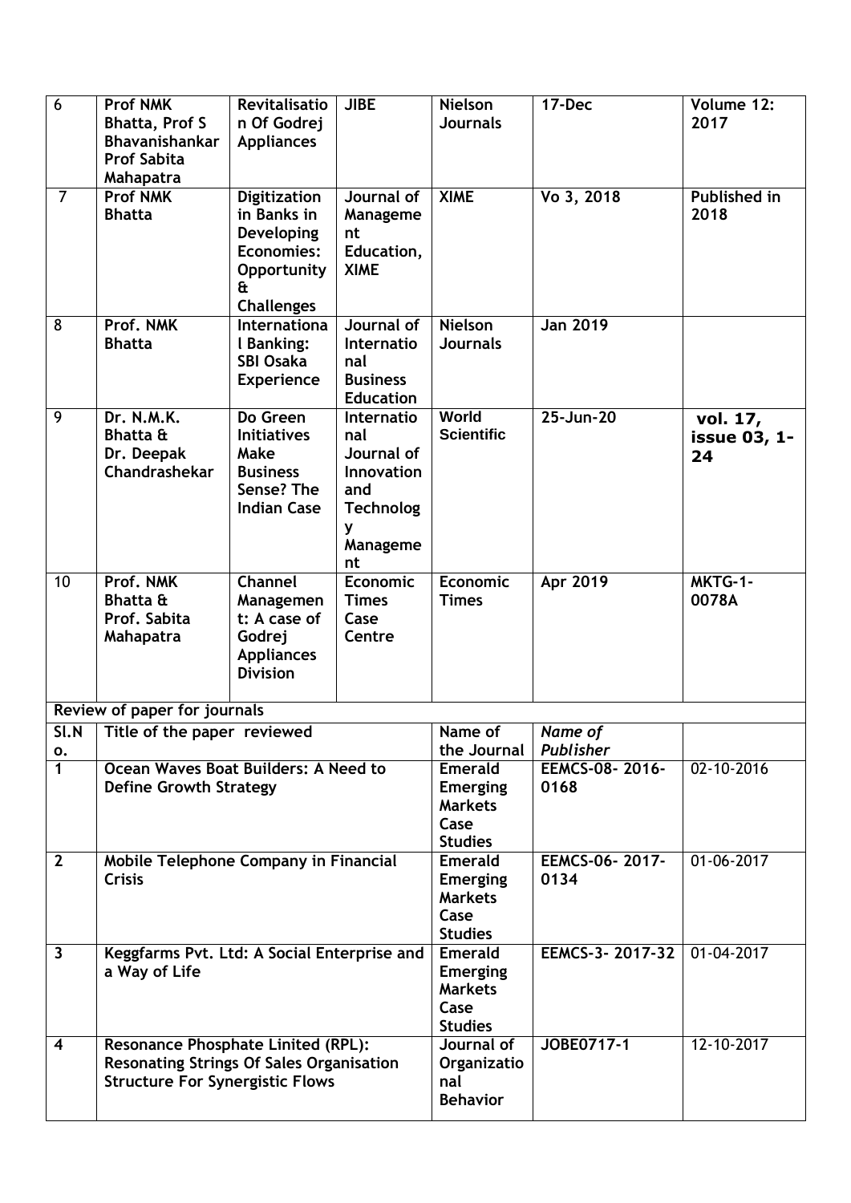| 6 | Prof NMK Bhatta, Prof S Bhavanishankar Prof Sabita Mahapatra | Revitalisation Of Godrej Appliances | JIBE | Nielson Journals | 17-Dec | Volume 12: 2017 |
|---|---|---|---|---|---|---|
| 7 | Prof NMK Bhatta | Digitization in Banks in Developing Economies: Opportunity & Challenges | Journal of Management Education, XIME | XIME | Vo 3, 2018 | Published in 2018 |
| 8 | Prof. NMK Bhatta | International Banking: SBI Osaka Experience | Journal of International Business Education | Nielson Journals | Jan 2019 | |
| 9 | Dr. N.M.K. Bhatta & Dr. Deepak Chandrashekar | Do Green Initiatives Make Business Sense? The Indian Case | International Journal of Innovation and Technology Management | World Scientific | 25-Jun-20 | vol. 17, issue 03, 1-24 |
| 10 | Prof. NMK Bhatta & Prof. Sabita Mahapatra | Channel Management: A case of Godrej Appliances Division | Economic Times Case Centre | Economic Times | Apr 2019 | MKTG-1-0078A |

**Review of paper for journals**

| Sl.No. | Title of the paper reviewed | Name of the Journal | *Name of Publisher* | |
|---|---|---|---|---|
| 1 | Ocean Waves Boat Builders: A Need to Define Growth Strategy | Emerald Emerging Markets Case Studies | EEMCS-08- 2016-0168 | 02-10-2016 |
| 2 | Mobile Telephone Company in Financial Crisis | Emerald Emerging Markets Case Studies | EEMCS-06- 2017-0134 | 01-06-2017 |
| 3 | Keggfarms Pvt. Ltd: A Social Enterprise and a Way of Life | Emerald Emerging Markets Case Studies | EEMCS-3- 2017-32 | 01-04-2017 |
| 4 | Resonance Phosphate Linited (RPL): Resonating Strings Of Sales Organisation Structure For Synergistic Flows | Journal of Organizational Behavior | JOBE0717-1 | 12-10-2017 |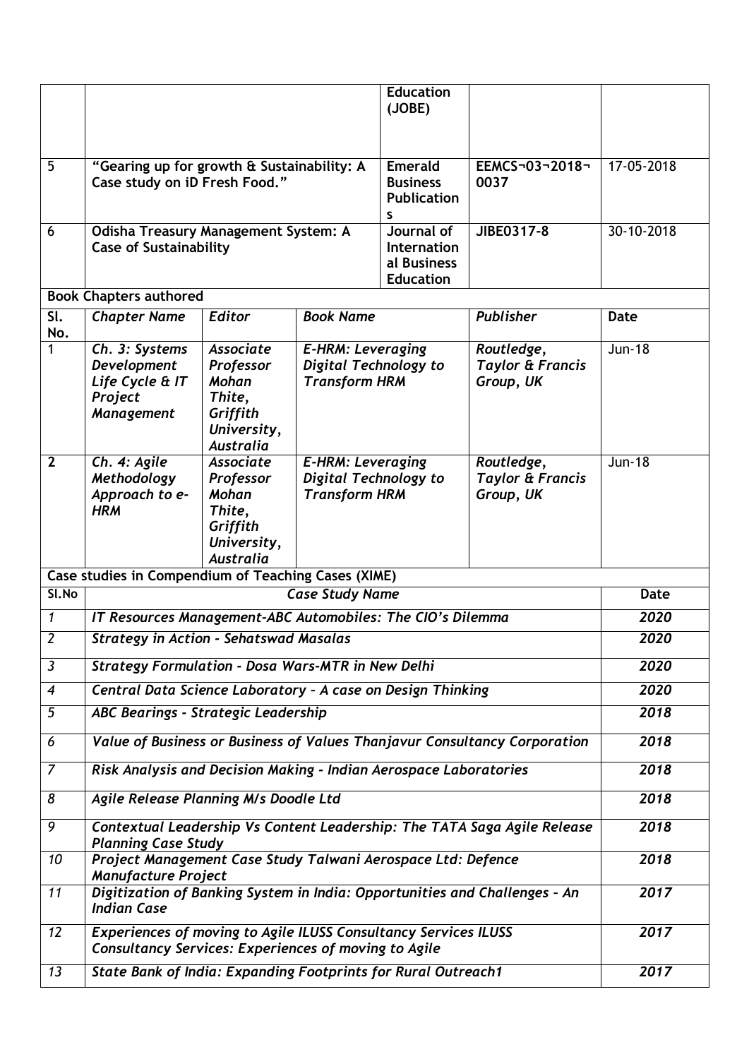| | | Education (JOBE) | | |
|---|---|---|---|---|
| 5 | **"Gearing up for growth & Sustainability: A Case study on iD Fresh Food."** | **Emerald Business Publications** | **EEMCS¬03¬2018¬0037** | 17-05-2018 |
| 6 | **Odisha Treasury Management System: A Case of Sustainability** | **Journal of International Business Education** | **JIBE0317-8** | 30-10-2018 |

**Book Chapters authored**

| Sl. No. | *Chapter Name* | *Editor* | *Book Name* | *Publisher* | Date |
|---|---|---|---|---|---|
| 1 | *Ch. 3: Systems Development Life Cycle & IT Project Management* | *Associate Professor Mohan Thite, Griffith University, Australia* | *E-HRM: Leveraging Digital Technology to Transform HRM* | *Routledge, Taylor & Francis Group, UK* | Jun-18 |
| **2** | *Ch. 4: Agile Methodology Approach to e-HRM* | *Associate Professor Mohan Thite, Griffith University, Australia* | *E-HRM: Leveraging Digital Technology to Transform HRM* | *Routledge, Taylor & Francis Group, UK* | Jun-18 |

**Case studies in Compendium of Teaching Cases (XIME)**

| Sl.No | *Case Study Name* | Date |
|---|---|---|
| *1* | *IT Resources Management-ABC Automobiles: The CIO's Dilemma* | *2020* |
| *2* | *Strategy in Action - Sehatswad Masalas* | *2020* |
| *3* | *Strategy Formulation - Dosa Wars-MTR in New Delhi* | *2020* |
| *4* | *Central Data Science Laboratory – A case on Design Thinking* | *2020* |
| *5* | *ABC Bearings - Strategic Leadership* | *2018* |
| *6* | *Value of Business or Business of Values Thanjavur Consultancy Corporation* | *2018* |
| *7* | *Risk Analysis and Decision Making - Indian Aerospace Laboratories* | *2018* |
| *8* | *Agile Release Planning M/s Doodle Ltd* | *2018* |
| *9* | *Contextual Leadership Vs Content Leadership: The TATA Saga Agile Release Planning Case Study* | *2018* |
| *10* | *Project Management Case Study Talwani Aerospace Ltd: Defence Manufacture Project* | *2018* |
| *11* | *Digitization of Banking System in India: Opportunities and Challenges – An Indian Case* | *2017* |
| *12* | *Experiences of moving to Agile ILUSS Consultancy Services ILUSS Consultancy Services: Experiences of moving to Agile* | *2017* |
| *13* | *State Bank of India: Expanding Footprints for Rural Outreach1* | *2017* |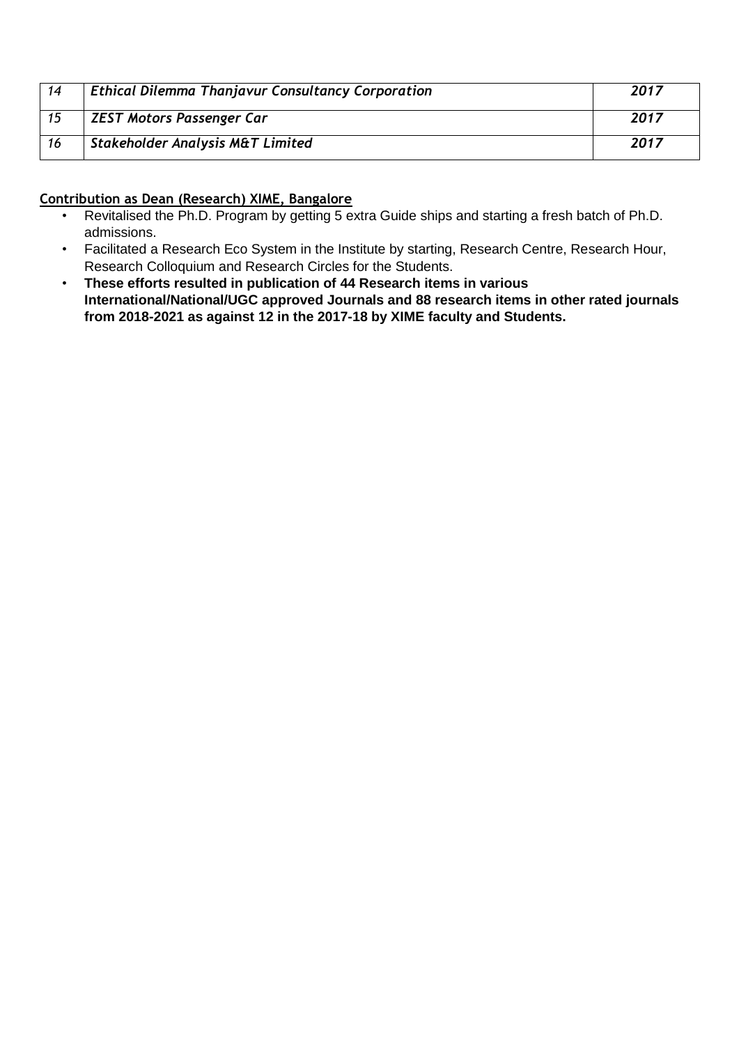| 14 | *Ethical Dilemma Thanjavur Consultancy Corporation* | ***2017*** |
|---|---|---|
| 15 | ***ZEST Motors Passenger Car*** | ***2017*** |
| 16 | ***Stakeholder Analysis M&T Limited*** | ***2017*** |

**Contribution as Dean (Research) XIME, Bangalore**

- Revitalised the Ph.D. Program by getting 5 extra Guide ships and starting a fresh batch of Ph.D. admissions.
- Facilitated a Research Eco System in the Institute by starting, Research Centre, Research Hour, Research Colloquium and Research Circles for the Students.
- **These efforts resulted in publication of 44 Research items in various International/National/UGC approved Journals and 88 research items in other rated journals from 2018-2021 as against 12 in the 2017-18 by XIME faculty and Students.**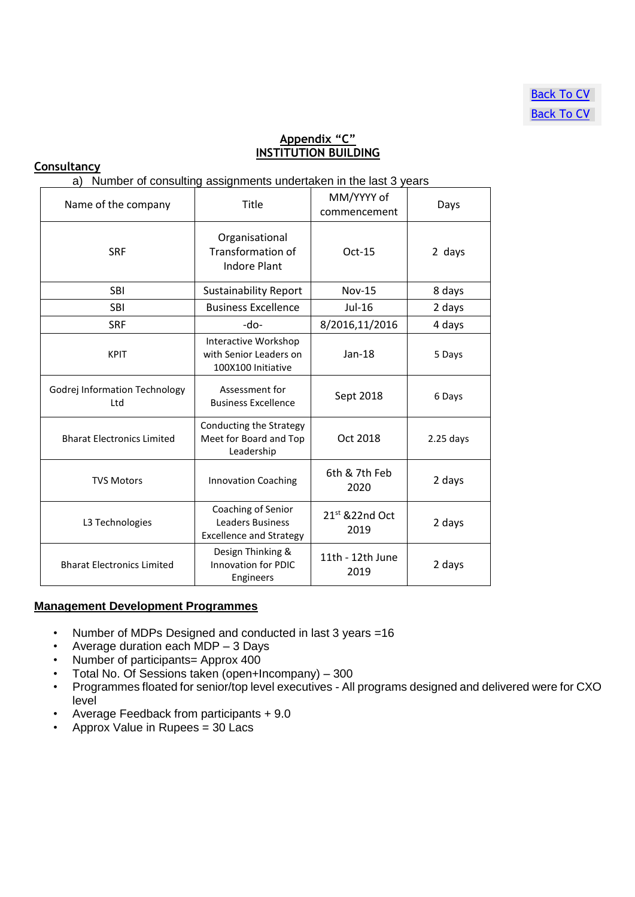Back To CV
Back To CV

## Appendix "C"
## INSTITUTION BUILDING

### Consultancy

a) Number of consulting assignments undertaken in the last 3 years

| Name of the company | Title | MM/YYYY of commencement | Days |
|---|---|---|---|
| SRF | Organisational Transformation of Indore Plant | Oct-15 | 2 days |
| SBI | Sustainability Report | Nov-15 | 8 days |
| SBI | Business Excellence | Jul-16 | 2 days |
| SRF | -do- | 8/2016,11/2016 | 4 days |
| KPIT | Interactive Workshop with Senior Leaders on 100X100 Initiative | Jan-18 | 5 Days |
| Godrej Information Technology Ltd | Assessment for Business Excellence | Sept 2018 | 6 Days |
| Bharat Electronics Limited | Conducting the Strategy Meet for Board and Top Leadership | Oct 2018 | 2.25 days |
| TVS Motors | Innovation Coaching | 6th & 7th Feb 2020 | 2 days |
| L3 Technologies | Coaching of Senior Leaders Business Excellence and Strategy | 21st &22nd Oct 2019 | 2 days |
| Bharat Electronics Limited | Design Thinking & Innovation for PDIC Engineers | 11th - 12th June 2019 | 2 days |

### Management Development Programmes

- Number of MDPs Designed and conducted in last 3 years =16
- Average duration each MDP – 3 Days
- Number of participants= Approx 400
- Total No. Of Sessions taken (open+Incompany) – 300
- Programmes floated for senior/top level executives - All programs designed and delivered were for CXO level
- Average Feedback from participants + 9.0
- Approx Value in Rupees = 30 Lacs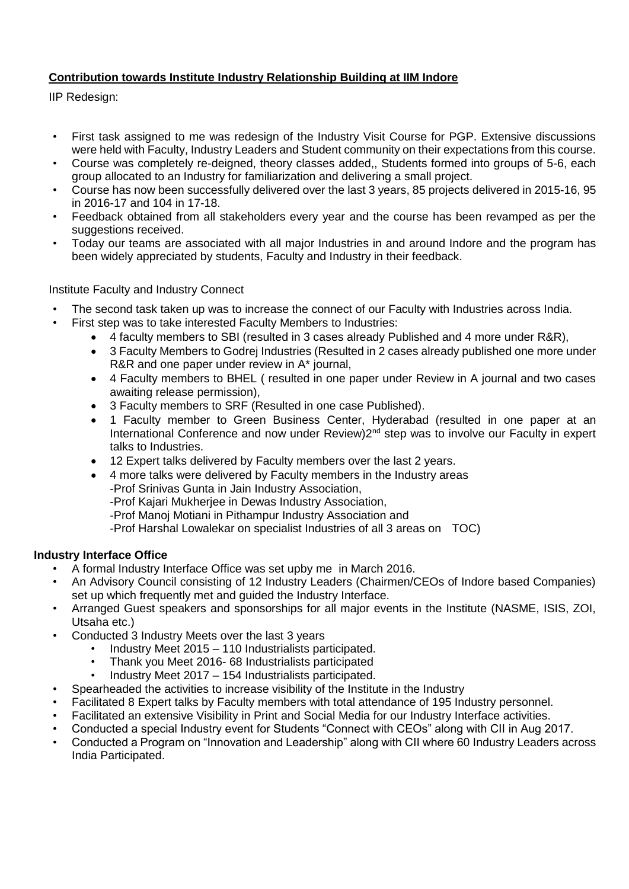**Contribution towards Institute Industry Relationship Building at IIM Indore**

IIP Redesign:

- First task assigned to me was redesign of the Industry Visit Course for PGP. Extensive discussions were held with Faculty, Industry Leaders and Student community on their expectations from this course.
- Course was completely re-deigned, theory classes added,, Students formed into groups of 5-6, each group allocated to an Industry for familiarization and delivering a small project.
- Course has now been successfully delivered over the last 3 years, 85 projects delivered in 2015-16, 95 in 2016-17 and 104 in 17-18.
- Feedback obtained from all stakeholders every year and the course has been revamped as per the suggestions received.
- Today our teams are associated with all major Industries in and around Indore and the program has been widely appreciated by students, Faculty and Industry in their feedback.

Institute Faculty and Industry Connect

- The second task taken up was to increase the connect of our Faculty with Industries across India.
- First step was to take interested Faculty Members to Industries:
  - 4 faculty members to SBI (resulted in 3 cases already Published and 4 more under R&R),
  - 3 Faculty Members to Godrej Industries (Resulted in 2 cases already published one more under R&R and one paper under review in A* journal,
  - 4 Faculty members to BHEL ( resulted in one paper under Review in A journal and two cases awaiting release permission),
  - 3 Faculty members to SRF (Resulted in one case Published).
  - 1 Faculty member to Green Business Center, Hyderabad (resulted in one paper at an International Conference and now under Review)2nd step was to involve our Faculty in expert talks to Industries.
  - 12 Expert talks delivered by Faculty members over the last 2 years.
  - 4 more talks were delivered by Faculty members in the Industry areas
    -Prof Srinivas Gunta in Jain Industry Association,
    -Prof Kajari Mukherjee in Dewas Industry Association,
    -Prof Manoj Motiani in Pithampur Industry Association and
    -Prof Harshal Lowalekar on specialist Industries of all 3 areas on TOC)

**Industry Interface Office**

- A formal Industry Interface Office was set upby me in March 2016.
- An Advisory Council consisting of 12 Industry Leaders (Chairmen/CEOs of Indore based Companies) set up which frequently met and guided the Industry Interface.
- Arranged Guest speakers and sponsorships for all major events in the Institute (NASME, ISIS, ZOI, Utsaha etc.)
- Conducted 3 Industry Meets over the last 3 years
  - Industry Meet 2015 – 110 Industrialists participated.
  - Thank you Meet 2016- 68 Industrialists participated
  - Industry Meet 2017 – 154 Industrialists participated.
- Spearheaded the activities to increase visibility of the Institute in the Industry
- Facilitated 8 Expert talks by Faculty members with total attendance of 195 Industry personnel.
- Facilitated an extensive Visibility in Print and Social Media for our Industry Interface activities.
- Conducted a special Industry event for Students "Connect with CEOs" along with CII in Aug 2017.
- Conducted a Program on "Innovation and Leadership" along with CII where 60 Industry Leaders across India Participated.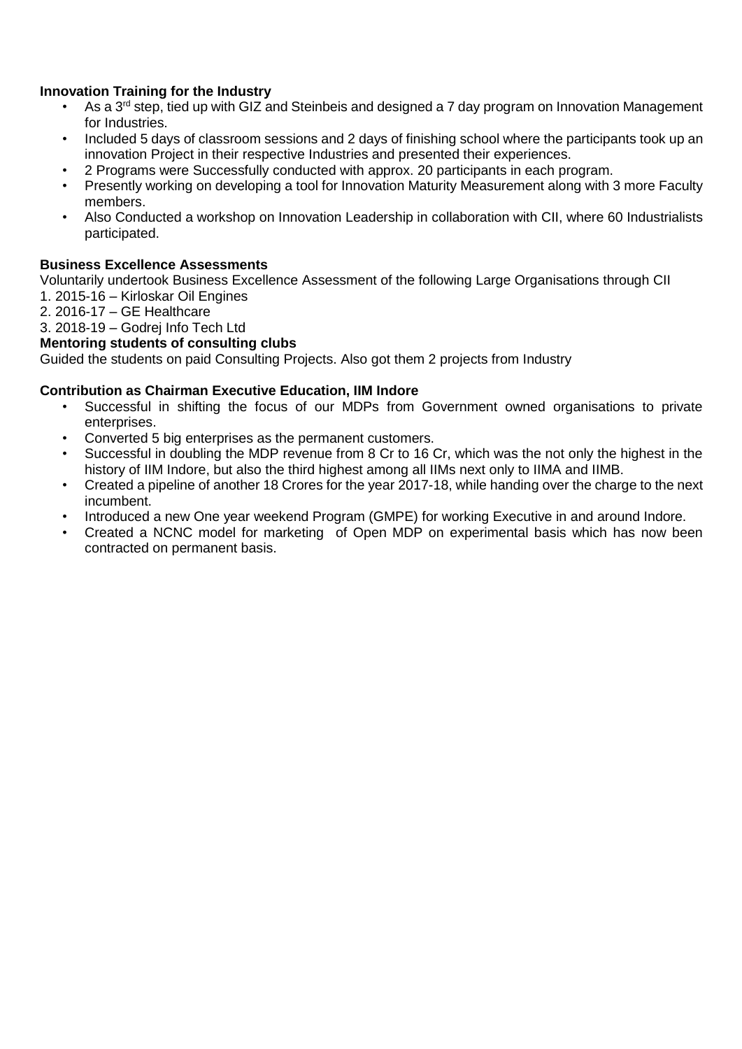**Innovation Training for the Industry**

- As a 3rd step, tied up with GIZ and Steinbeis and designed a 7 day program on Innovation Management for Industries.
- Included 5 days of classroom sessions and 2 days of finishing school where the participants took up an innovation Project in their respective Industries and presented their experiences.
- 2 Programs were Successfully conducted with approx. 20 participants in each program.
- Presently working on developing a tool for Innovation Maturity Measurement along with 3 more Faculty members.
- Also Conducted a workshop on Innovation Leadership in collaboration with CII, where 60 Industrialists participated.

**Business Excellence Assessments**

Voluntarily undertook Business Excellence Assessment of the following Large Organisations through CII

1. 2015-16 – Kirloskar Oil Engines
2. 2016-17 – GE Healthcare
3. 2018-19 – Godrej Info Tech Ltd

**Mentoring students of consulting clubs**

Guided the students on paid Consulting Projects. Also got them 2 projects from Industry

**Contribution as Chairman Executive Education, IIM Indore**

- Successful in shifting the focus of our MDPs from Government owned organisations to private enterprises.
- Converted 5 big enterprises as the permanent customers.
- Successful in doubling the MDP revenue from 8 Cr to 16 Cr, which was the not only the highest in the history of IIM Indore, but also the third highest among all IIMs next only to IIMA and IIMB.
- Created a pipeline of another 18 Crores for the year 2017-18, while handing over the charge to the next incumbent.
- Introduced a new One year weekend Program (GMPE) for working Executive in and around Indore.
- Created a NCNC model for marketing of Open MDP on experimental basis which has now been contracted on permanent basis.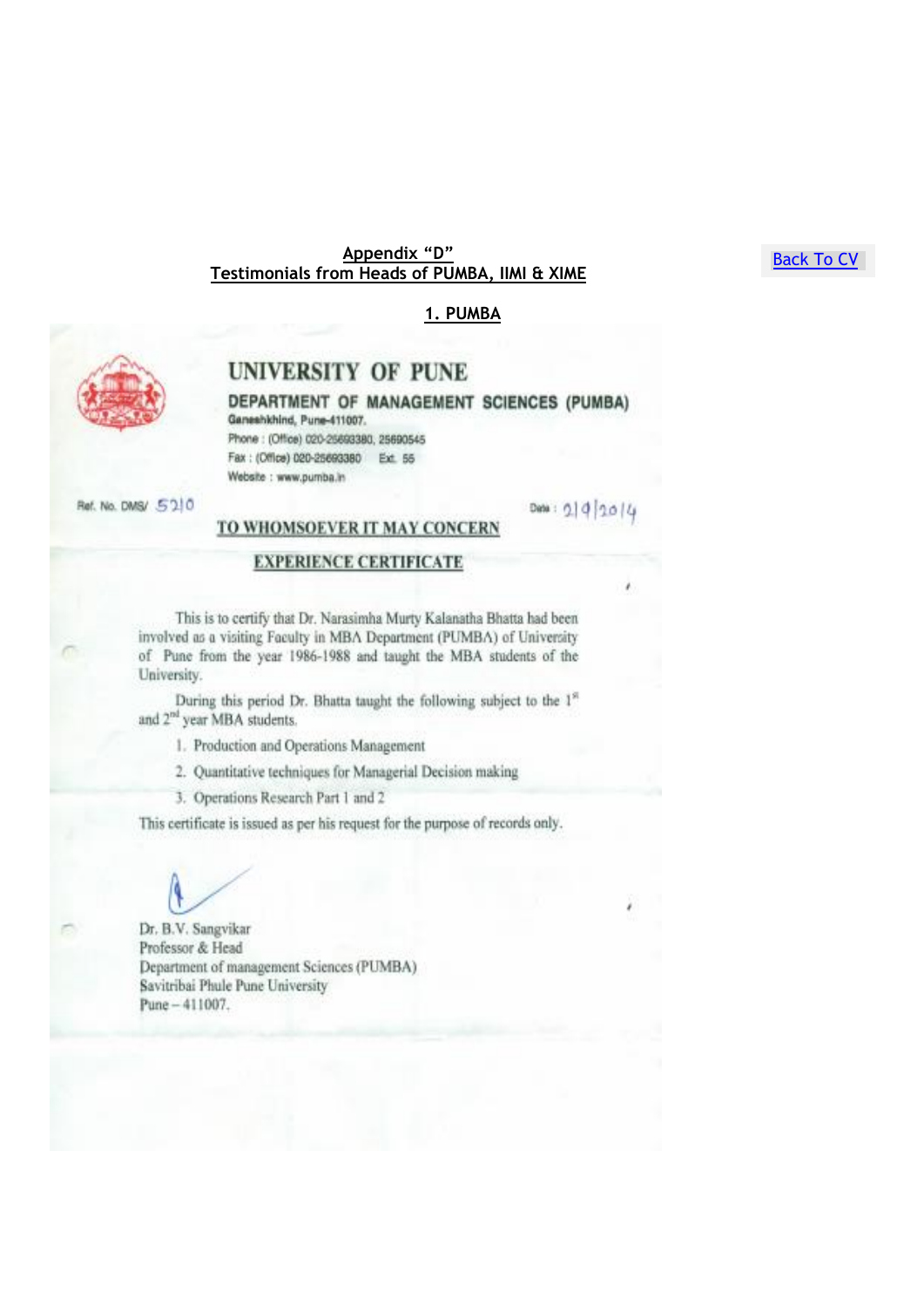**Appendix "D"**
**Testimonials from Heads of PUMBA, IIMI & XIME**

[Back To CV]

**1. PUMBA**

# UNIVERSITY OF PUNE

## DEPARTMENT OF MANAGEMENT SCIENCES (PUMBA)

Ganeshkhind, Pune-411007.
Phone : (Office) 020-25693380, 25690545
Fax : (Office) 020-25693380 Ext. 55
Website : www.pumba.in

Ref. No. DMS/ 5210

Date : 2/9/2014

**TO WHOMSOEVER IT MAY CONCERN**

**EXPERIENCE CERTIFICATE**

This is to certify that Dr. Narasimha Murty Kalanatha Bhatta had been involved as a visiting Faculty in MBA Department (PUMBA) of University of Pune from the year 1986-1988 and taught the MBA students of the University.

During this period Dr. Bhatta taught the following subject to the 1st and 2nd year MBA students.

1. Production and Operations Management
2. Quantitative techniques for Managerial Decision making
3. Operations Research Part 1 and 2

This certificate is issued as per his request for the purpose of records only.

Dr. B.V. Sangvikar
Professor & Head
Department of management Sciences (PUMBA)
Savitribai Phule Pune University
Pune – 411007.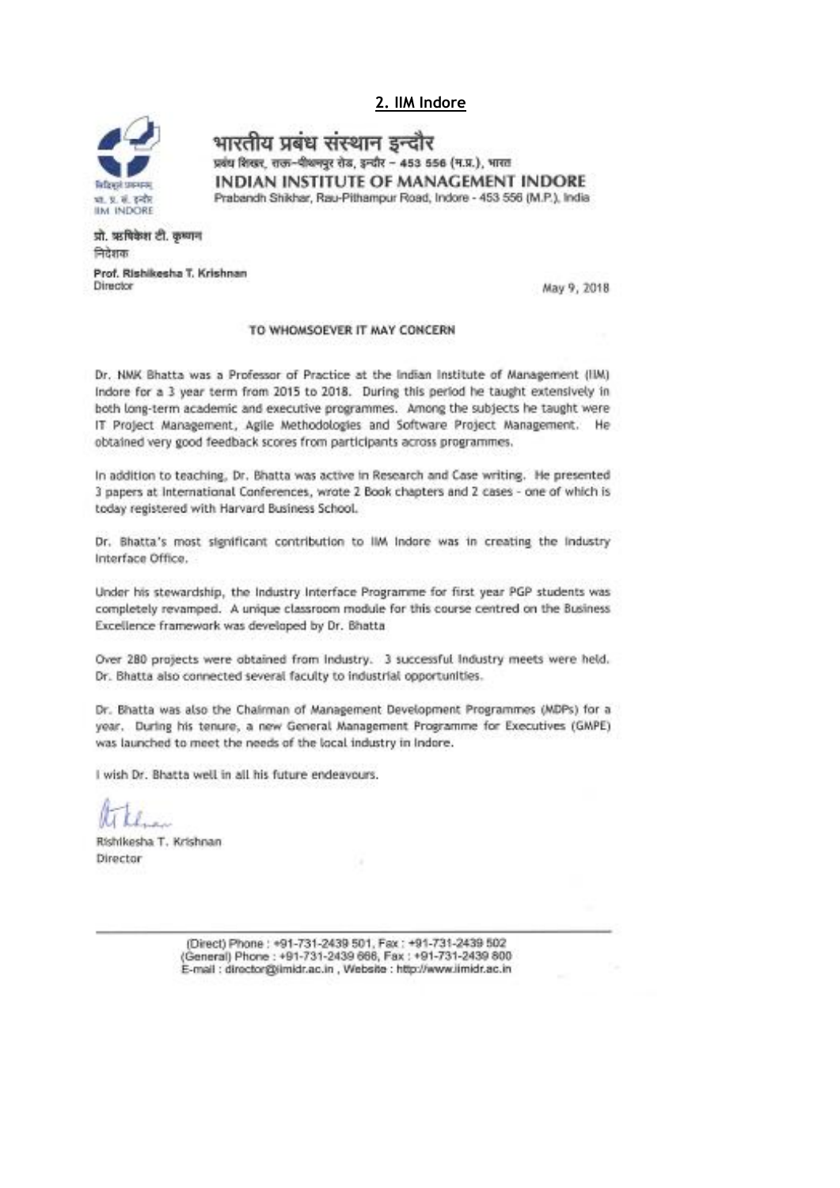## 2. IIM Indore

भारतीय प्रबंध संस्थान इन्दौर
प्रबंध शिखर, राऊ-पीथमपुर रोड, इन्दौर – 453 556 (म.प्र.), भारत
**INDIAN INSTITUTE OF MANAGEMENT INDORE**
Prabandh Shikhar, Rau-Pithampur Road, Indore - 453 556 (M.P.), India

प्रो. ऋषिकेश टी. कृष्णन
निदेशक

**Prof. Rishikesha T. Krishnan**
Director

May 9, 2018

TO WHOMSOEVER IT MAY CONCERN

Dr. NMK Bhatta was a Professor of Practice at the Indian Institute of Management (IIM) Indore for a 3 year term from 2015 to 2018. During this period he taught extensively in both long-term academic and executive programmes. Among the subjects he taught were IT Project Management, Agile Methodologies and Software Project Management. He obtained very good feedback scores from participants across programmes.

In addition to teaching, Dr. Bhatta was active in Research and Case writing. He presented 3 papers at International Conferences, wrote 2 Book chapters and 2 cases - one of which is today registered with Harvard Business School.

Dr. Bhatta's most significant contribution to IIM Indore was in creating the Industry Interface Office.

Under his stewardship, the Industry Interface Programme for first year PGP students was completely revamped. A unique classroom module for this course centred on the Business Excellence framework was developed by Dr. Bhatta

Over 280 projects were obtained from Industry. 3 successful Industry meets were held. Dr. Bhatta also connected several faculty to industrial opportunities.

Dr. Bhatta was also the Chairman of Management Development Programmes (MDPs) for a year. During his tenure, a new General Management Programme for Executives (GMPE) was launched to meet the needs of the local industry in Indore.

I wish Dr. Bhatta well in all his future endeavours.

Rishikesha T. Krishnan
Director

(Direct) Phone : +91-731-2439 501, Fax : +91-731-2439 502
(General) Phone : +91-731-2439 666, Fax : +91-731-2439 800
E-mail : director@iimidr.ac.in , Website : http://www.iimidr.ac.in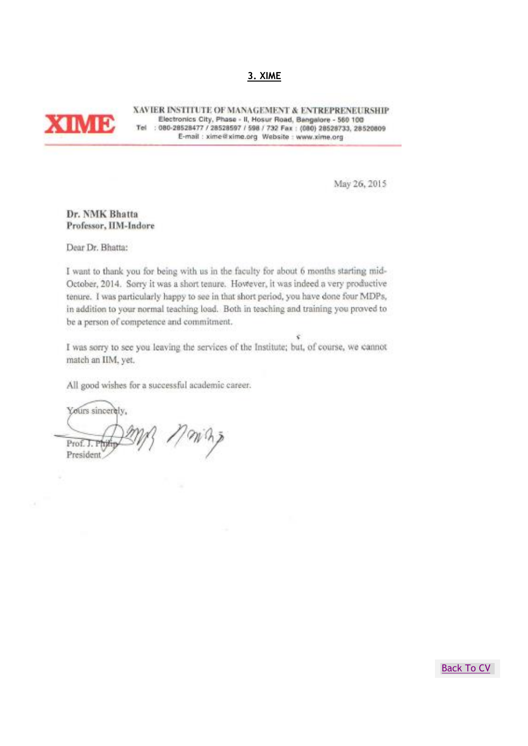## 3. XIME

XIME

XAVIER INSTITUTE OF MANAGEMENT & ENTREPRENEURSHIP
Electronics City, Phase - II, Hosur Road, Bangalore - 560 100
Tel : 080-28528477 / 28528597 / 598 / 732 Fax : (080) 28528733, 28520809
E-mail : xime@xime.org Website : www.xime.org

May 26, 2015

**Dr. NMK Bhatta**
**Professor, IIM-Indore**

Dear Dr. Bhatta:

I want to thank you for being with us in the faculty for about 6 months starting mid-October, 2014. Sorry it was a short tenure. However, it was indeed a very productive tenure. I was particularly happy to see in that short period, you have done four MDPs, in addition to your normal teaching load. Both in teaching and training you proved to be a person of competence and commitment.

I was sorry to see you leaving the services of the Institute; but, of course, we cannot match an IIM, yet.

All good wishes for a successful academic career.

Yours sincerely,

Prof. J. Philip
President

Back To CV